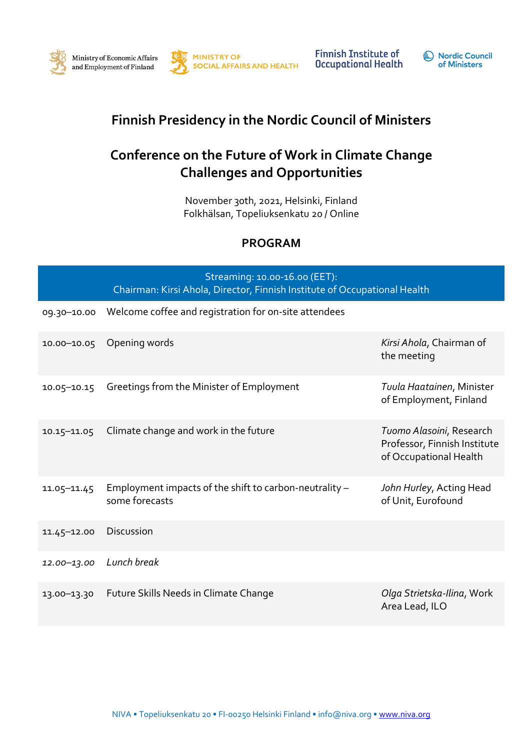Ministry of Economic Affairs and Employment of Finland

MINISTRY OF SOCIAL AFFAIRS AND HEALTH

Finnish Institute of Occupational Health

Nordic Council of Ministers

# Finnish Presidency in the Nordic Council of Ministers

## Conference on the Future of Work in Climate Change Challenges and Opportunities

November 30th, 2021, Helsinki, Finland
Folkhälsan, Topeliuksenkatu 20 / Online

## PROGRAM

| Streaming: 10.00-16.00 (EET): Chairman: Kirsi Ahola, Director, Finnish Institute of Occupational Health | | |
|---|---|---|
| 09.30–10.00 | Welcome coffee and registration for on-site attendees | |
| 10.00–10.05 | Opening words | *Kirsi Ahola*, Chairman of the meeting |
| 10.05–10.15 | Greetings from the Minister of Employment | *Tuula Haatainen*, Minister of Employment, Finland |
| 10.15–11.05 | Climate change and work in the future | *Tuomo Alasoini*, Research Professor, Finnish Institute of Occupational Health |
| 11.05–11.45 | Employment impacts of the shift to carbon-neutrality – some forecasts | *John Hurley*, Acting Head of Unit, Eurofound |
| 11.45–12.00 | Discussion | |
| *12.00–13.00* | *Lunch break* | |
| 13.00–13.30 | Future Skills Needs in Climate Change | *Olga Strietska-Ilina*, Work Area Lead, ILO |

NIVA • Topeliuksenkatu 20 • FI-00250 Helsinki Finland • info@niva.org • www.niva.org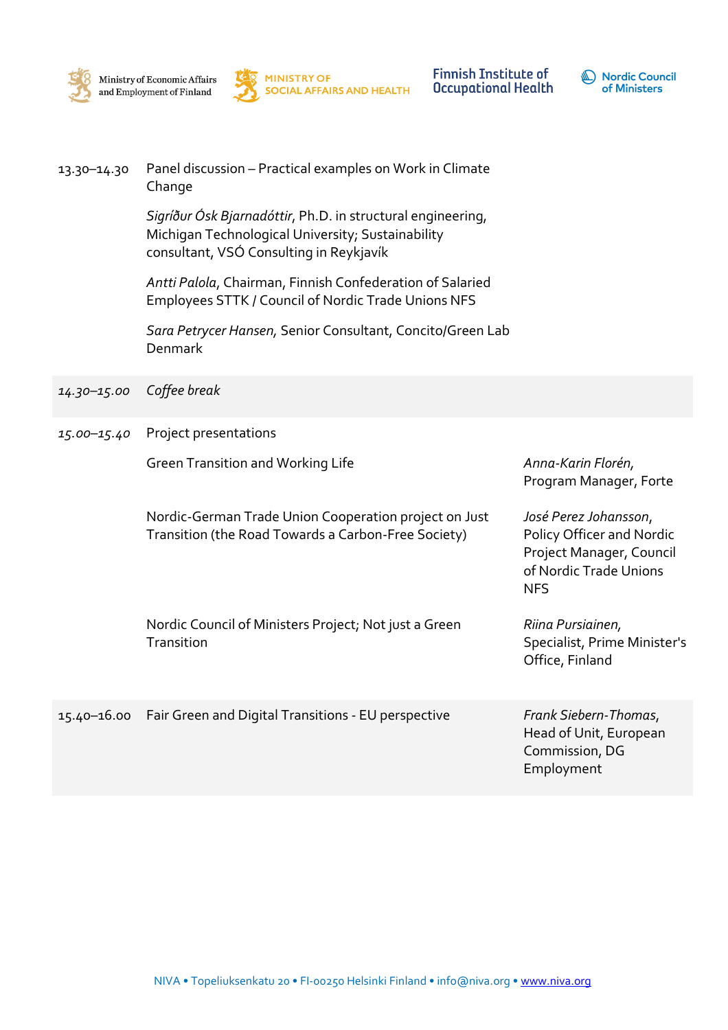| | | |
|---|---|---|
| 13.30–14.30 | Panel discussion – Practical examples on Work in Climate Change<br><br>*Sigríður Ósk Bjarnadóttir*, Ph.D. in structural engineering, Michigan Technological University; Sustainability consultant, VSÓ Consulting in Reykjavík<br><br>*Antti Palola*, Chairman, Finnish Confederation of Salaried Employees STTK / Council of Nordic Trade Unions NFS<br><br>*Sara Petrycer Hansen*, Senior Consultant, Concito/Green Lab Denmark | |
| *14.30–15.00* | *Coffee break* | |
| *15.00–15.40* | Project presentations | |
| | Green Transition and Working Life | *Anna-Karin Florén*, Program Manager, Forte |
| | Nordic-German Trade Union Cooperation project on Just Transition (the Road Towards a Carbon-Free Society) | *José Perez Johansson*, Policy Officer and Nordic Project Manager, Council of Nordic Trade Unions NFS |
| | Nordic Council of Ministers Project; Not just a Green Transition | *Riina Pursiainen*, Specialist, Prime Minister's Office, Finland |
| 15.40–16.00 | Fair Green and Digital Transitions - EU perspective | *Frank Siebern-Thomas*, Head of Unit, European Commission, DG Employment |